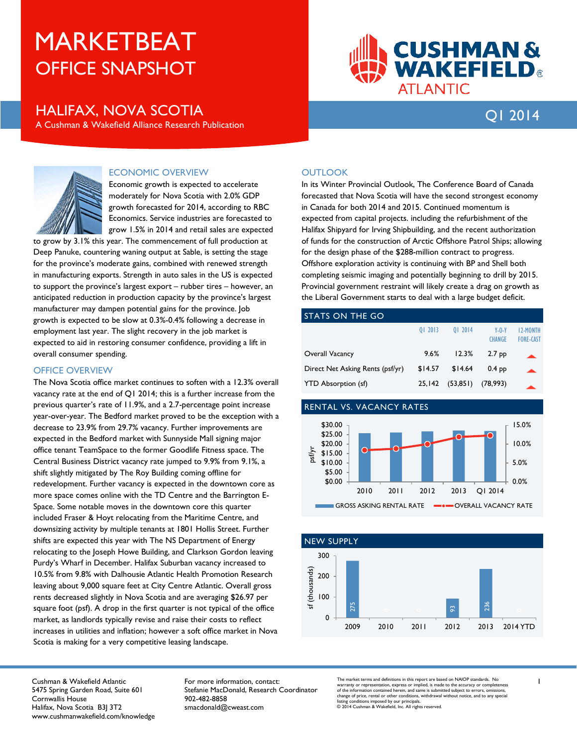# MARKETBEAT

## OFFICE SNAPSHOT

## HALIFAX, NOVA SCOTIA

A Cushman & Wakefield Alliance Research Publication

Q1 2014

### ECONOMIC OVERVIEW

Economic growth is expected to accelerate moderately for Nova Scotia with 2.0% GDP growth forecasted for 2014, according to RBC Economics. Service industries are forecasted to grow 1.5% in 2014 and retail sales are expected to grow by 3.1% this year. The commencement of full production at Deep Panuke, countering waning output at Sable, is setting the stage for the province's moderate gains, combined with renewed strength in manufacturing exports. Strength in auto sales in the US is expected to support the province's largest export – rubber tires – however, an anticipated reduction in production capacity by the province's largest manufacturer may dampen potential gains for the province. Job growth is expected to be slow at 0.3%-0.4% following a decrease in employment last year. The slight recovery in the job market is expected to aid in restoring consumer confidence, providing a lift in overall consumer spending.

### OFFICE OVERVIEW

The Nova Scotia office market continues to soften with a 12.3% overall vacancy rate at the end of Q1 2014; this is a further increase from the previous quarter's rate of 11.9%, and a 2.7-percentage point increase year-over-year. The Bedford market proved to be the exception with a decrease to 23.9% from 29.7% vacancy. Further improvements are expected in the Bedford market with Sunnyside Mall signing major office tenant TeamSpace to the former Goodlife Fitness space. The Central Business District vacancy rate jumped to 9.9% from 9.1%, a shift slightly mitigated by The Roy Building coming offline for redevelopment. Further vacancy is expected in the downtown core as more space comes online with the TD Centre and the Barrington E-Space. Some notable moves in the downtown core this quarter included Fraser & Hoyt relocating from the Maritime Centre, and downsizing activity by multiple tenants at 1801 Hollis Street. Further shifts are expected this year with The NS Department of Energy relocating to the Joseph Howe Building, and Clarkson Gordon leaving Purdy's Wharf in December. Halifax Suburban vacancy increased to 10.5% from 9.8% with Dalhousie Atlantic Health Promotion Research leaving about 9,000 square feet at City Centre Atlantic. Overall gross rents decreased slightly in Nova Scotia and are averaging $26.97 per square foot (psf). A drop in the first quarter is not typical of the office market, as landlords typically revise and raise their costs to reflect increases in utilities and inflation; however a soft office market in Nova Scotia is making for a very competitive leasing landscape.

### OUTLOOK

In its Winter Provincial Outlook, The Conference Board of Canada forecasted that Nova Scotia will have the second strongest economy in Canada for both 2014 and 2015. Continued momentum is expected from capital projects. including the refurbishment of the Halifax Shipyard for Irving Shipbuilding, and the recent authorization of funds for the construction of Arctic Offshore Patrol Ships; allowing for the design phase of the $288-million contract to progress. Offshore exploration activity is continuing with BP and Shell both completing seismic imaging and potentially beginning to drill by 2015. Provincial government restraint will likely create a drag on growth as the Liberal Government starts to deal with a large budget deficit.

### STATS ON THE GO

| | Q1 2013 | Q1 2014 | Y-O-Y CHANGE | 12-MONTH FORE-CAST |
|---|---|---|---|---|
| Overall Vacancy | 9.6% | 12.3% | 2.7 pp | ▲ |
| Direct Net Asking Rents (psf/yr) | $14.57 | $14.64 | 0.4 pp | ▲ |
| YTD Absorption (sf) | 25,142 | (53,851) | (78,993) | ▲ |

### RENTAL VS. VACANCY RATES

Chart: GROSS ASKING RENTAL RATE (psf/yr, bars) and OVERALL VACANCY RATE (line) for 2010, 2011, 2012, 2013, Q1 2014.

### NEW SUPPLY

| | 2009 | 2010 | 2011 | 2012 | 2013 | 2014 YTD |
|---|---|---|---|---|---|---|
| sf (thousands) | 275 | 0 | 0 | 93 | 236 | 0 |

Cushman & Wakefield Atlantic
5475 Spring Garden Road, Suite 601
Cornwallis House
Halifax, Nova Scotia B3J 3T2
www.cushmanwakefield.com/knowledge

For more information, contact:
Stefanie MacDonald, Research Coordinator
902-482-8858
smacdonald@cweast.com

The market terms and definitions in this report are based on NAIOP standards. No warranty or representation, express or implied, is made to the accuracy or completeness of the information contained herein, and same is submitted subject to errors, omissions, change of price, rental or other conditions, withdrawal without notice, and to any special listing conditions imposed by our principals.
© 2014 Cushman & Wakefield, Inc. All rights reserved.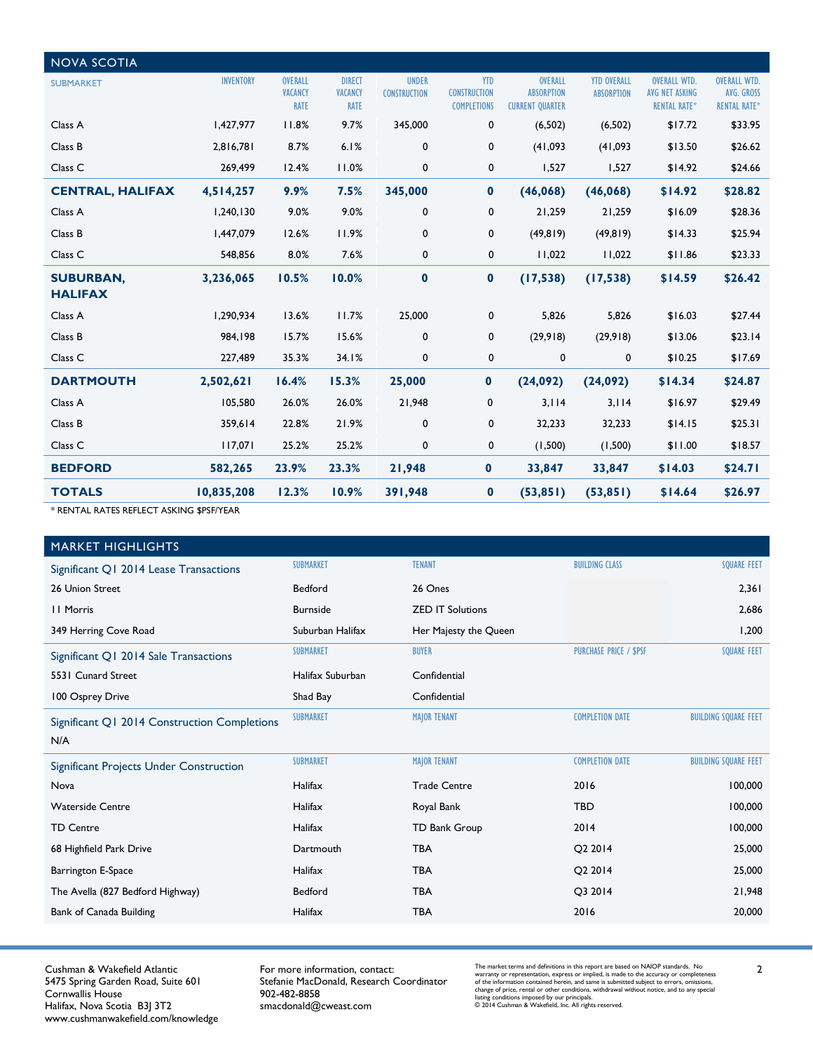## NOVA SCOTIA

| SUBMARKET | INVENTORY | OVERALL VACANCY RATE | DIRECT VACANCY RATE | UNDER CONSTRUCTION | YTD CONSTRUCTION COMPLETIONS | OVERALL ABSORPTION CURRENT QUARTER | YTD OVERALL ABSORPTION | OVERALL WTD. AVG NET ASKING RENTAL RATE* | OVERALL WTD. AVG. GROSS RENTAL RATE* |
|---|---|---|---|---|---|---|---|---|---|
| Class A | 1,427,977 | 11.8% | 9.7% | 345,000 | 0 | (6,502) | (6,502) | $17.72 | $33.95 |
| Class B | 2,816,781 | 8.7% | 6.1% | 0 | 0 | (41,093 | (41,093 | $13.50 | $26.62 |
| Class C | 269,499 | 12.4% | 11.0% | 0 | 0 | 1,527 | 1,527 | $14.92 | $24.66 |
| **CENTRAL, HALIFAX** | **4,514,257** | **9.9%** | **7.5%** | **345,000** | **0** | **(46,068)** | **(46,068)** | **$14.92** | **$28.82** |
| Class A | 1,240,130 | 9.0% | 9.0% | 0 | 0 | 21,259 | 21,259 | $16.09 | $28.36 |
| Class B | 1,447,079 | 12.6% | 11.9% | 0 | 0 | (49,819) | (49,819) | $14.33 | $25.94 |
| Class C | 548,856 | 8.0% | 7.6% | 0 | 0 | 11,022 | 11,022 | $11.86 | $23.33 |
| **SUBURBAN, HALIFAX** | **3,236,065** | **10.5%** | **10.0%** | **0** | **0** | **(17,538)** | **(17,538)** | **$14.59** | **$26.42** |
| Class A | 1,290,934 | 13.6% | 11.7% | 25,000 | 0 | 5,826 | 5,826 | $16.03 | $27.44 |
| Class B | 984,198 | 15.7% | 15.6% | 0 | 0 | (29,918) | (29,918) | $13.06 | $23.14 |
| Class C | 227,489 | 35.3% | 34.1% | 0 | 0 | 0 | 0 | $10.25 | $17.69 |
| **DARTMOUTH** | **2,502,621** | **16.4%** | **15.3%** | **25,000** | **0** | **(24,092)** | **(24,092)** | **$14.34** | **$24.87** |
| Class A | 105,580 | 26.0% | 26.0% | 21,948 | 0 | 3,114 | 3,114 | $16.97 | $29.49 |
| Class B | 359,614 | 22.8% | 21.9% | 0 | 0 | 32,233 | 32,233 | $14.15 | $25.31 |
| Class C | 117,071 | 25.2% | 25.2% | 0 | 0 | (1,500) | (1,500) | $11.00 | $18.57 |
| **BEDFORD** | **582,265** | **23.9%** | **23.3%** | **21,948** | **0** | **33,847** | **33,847** | **$14.03** | **$24.71** |
| **TOTALS** | **10,835,208** | **12.3%** | **10.9%** | **391,948** | **0** | **(53,851)** | **(53,851)** | **$14.64** | **$26.97** |

* RENTAL RATES REFLECT ASKING $PSF/YEAR

## MARKET HIGHLIGHTS

| Significant Q1 2014 Lease Transactions | SUBMARKET | TENANT | BUILDING CLASS | SQUARE FEET |
|---|---|---|---|---|
| 26 Union Street | Bedford | 26 Ones | | 2,361 |
| 11 Morris | Burnside | ZED IT Solutions | | 2,686 |
| 349 Herring Cove Road | Suburban Halifax | Her Majesty the Queen | | 1,200 |

| Significant Q1 2014 Sale Transactions | SUBMARKET | BUYER | PURCHASE PRICE / $PSF | SQUARE FEET |
|---|---|---|---|---|
| 5531 Cunard Street | Halifax Suburban | Confidential | | |
| 100 Osprey Drive | Shad Bay | Confidential | | |

| Significant Q1 2014 Construction Completions | SUBMARKET | MAJOR TENANT | COMPLETION DATE | BUILDING SQUARE FEET |
|---|---|---|---|---|
| N/A | | | | |

| Significant Projects Under Construction | SUBMARKET | MAJOR TENANT | COMPLETION DATE | BUILDING SQUARE FEET |
|---|---|---|---|---|
| Nova | Halifax | Trade Centre | 2016 | 100,000 |
| Waterside Centre | Halifax | Royal Bank | TBD | 100,000 |
| TD Centre | Halifax | TD Bank Group | 2014 | 100,000 |
| 68 Highfield Park Drive | Dartmouth | TBA | Q2 2014 | 25,000 |
| Barrington E-Space | Halifax | TBA | Q2 2014 | 25,000 |
| The Avella (827 Bedford Highway) | Bedford | TBA | Q3 2014 | 21,948 |
| Bank of Canada Building | Halifax | TBA | 2016 | 20,000 |

Cushman & Wakefield Atlantic
5475 Spring Garden Road, Suite 601
Cornwallis House
Halifax, Nova Scotia B3J 3T2
www.cushmanwakefield.com/knowledge

For more information, contact:
Stefanie MacDonald, Research Coordinator
902-482-8858
smacdonald@cweast.com

The market terms and definitions in this report are based on NAIOP standards. No warranty or representation, express or implied, is made to the accuracy or completeness of the information contained herein, and same is submitted subject to errors, omissions, change of price, rental or other conditions, withdrawal without notice, and to any special listing conditions imposed by our principals.
© 2014 Cushman & Wakefield, Inc. All rights reserved.